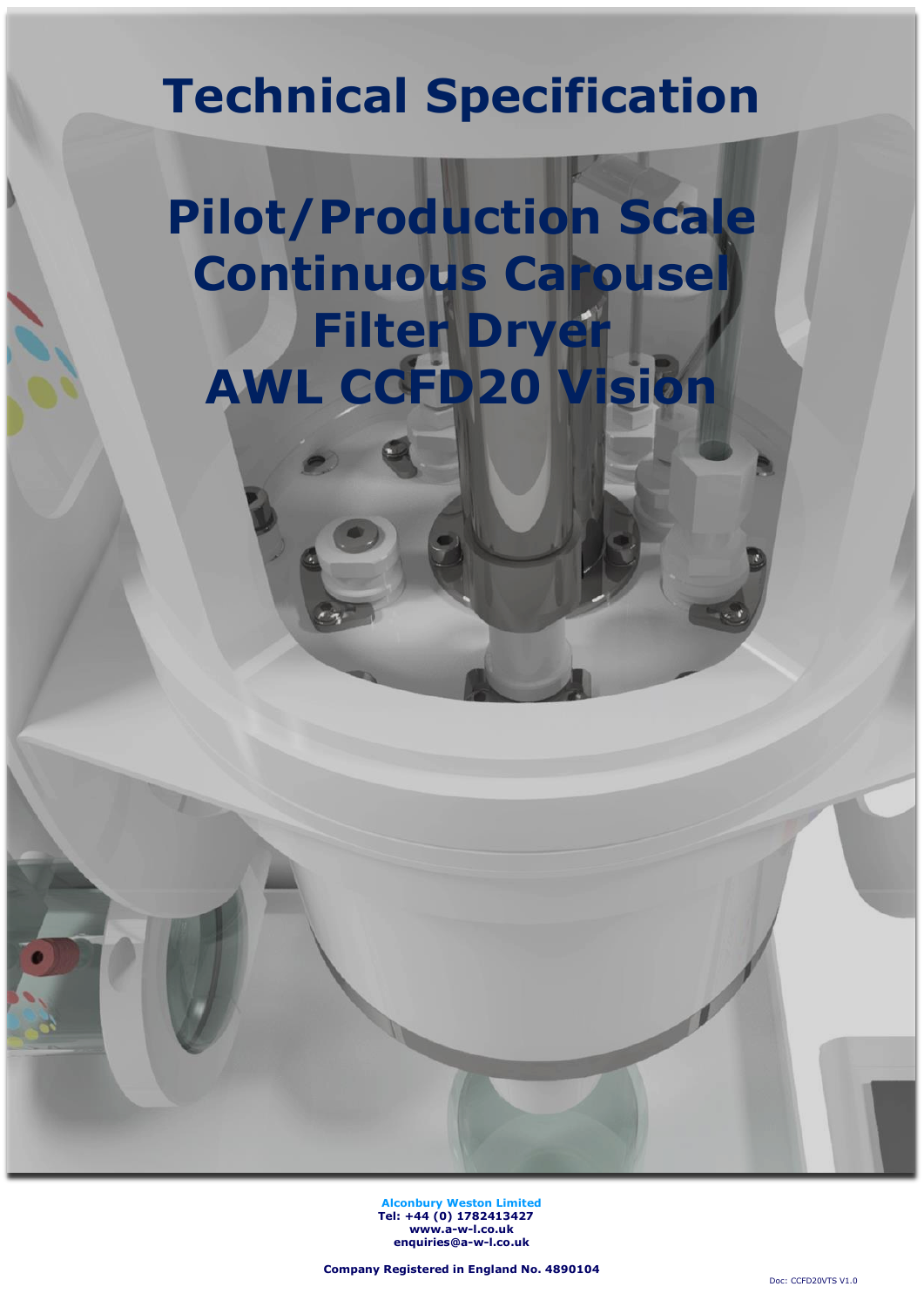# Technical Specification

# Pilot/Production Scale Continuous Carousel Filter Dryer AWL CCFD20 Vision

**Alconbury Weston Limited**
**Tel: +44 (0) 1782413427**
**www.a-w-l.co.uk**
**enquiries@a-w-l.co.uk**

**Company Registered in England No. 4890104**

Doc: CCFD20VTS V1.0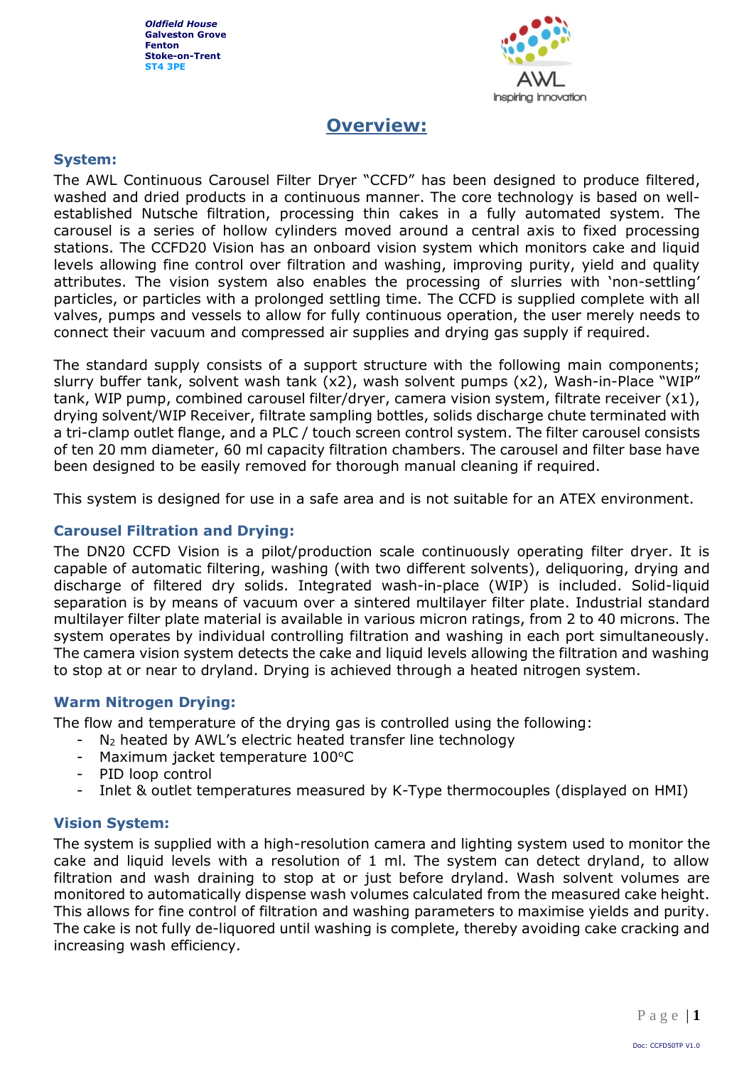*Oldfield House*
**Galveston Grove**
**Fenton**
**Stoke-on-Trent**
**ST4 3PE**

# Overview:

## System:

The AWL Continuous Carousel Filter Dryer "CCFD" has been designed to produce filtered, washed and dried products in a continuous manner. The core technology is based on well-established Nutsche filtration, processing thin cakes in a fully automated system. The carousel is a series of hollow cylinders moved around a central axis to fixed processing stations. The CCFD20 Vision has an onboard vision system which monitors cake and liquid levels allowing fine control over filtration and washing, improving purity, yield and quality attributes. The vision system also enables the processing of slurries with 'non-settling' particles, or particles with a prolonged settling time. The CCFD is supplied complete with all valves, pumps and vessels to allow for fully continuous operation, the user merely needs to connect their vacuum and compressed air supplies and drying gas supply if required.

The standard supply consists of a support structure with the following main components; slurry buffer tank, solvent wash tank (x2), wash solvent pumps (x2), Wash-in-Place "WIP" tank, WIP pump, combined carousel filter/dryer, camera vision system, filtrate receiver (x1), drying solvent/WIP Receiver, filtrate sampling bottles, solids discharge chute terminated with a tri-clamp outlet flange, and a PLC / touch screen control system. The filter carousel consists of ten 20 mm diameter, 60 ml capacity filtration chambers. The carousel and filter base have been designed to be easily removed for thorough manual cleaning if required.

This system is designed for use in a safe area and is not suitable for an ATEX environment.

## Carousel Filtration and Drying:

The DN20 CCFD Vision is a pilot/production scale continuously operating filter dryer. It is capable of automatic filtering, washing (with two different solvents), deliquoring, drying and discharge of filtered dry solids. Integrated wash-in-place (WIP) is included. Solid-liquid separation is by means of vacuum over a sintered multilayer filter plate. Industrial standard multilayer filter plate material is available in various micron ratings, from 2 to 40 microns. The system operates by individual controlling filtration and washing in each port simultaneously. The camera vision system detects the cake and liquid levels allowing the filtration and washing to stop at or near to dryland. Drying is achieved through a heated nitrogen system.

## Warm Nitrogen Drying:

The flow and temperature of the drying gas is controlled using the following:

- $N_2$ heated by AWL's electric heated transfer line technology
- Maximum jacket temperature 100°C
- PID loop control
- Inlet & outlet temperatures measured by K-Type thermocouples (displayed on HMI)

## Vision System:

The system is supplied with a high-resolution camera and lighting system used to monitor the cake and liquid levels with a resolution of 1 ml. The system can detect dryland, to allow filtration and wash draining to stop at or just before dryland. Wash solvent volumes are monitored to automatically dispense wash volumes calculated from the measured cake height. This allows for fine control of filtration and washing parameters to maximise yields and purity. The cake is not fully de-liquored until washing is complete, thereby avoiding cake cracking and increasing wash efficiency.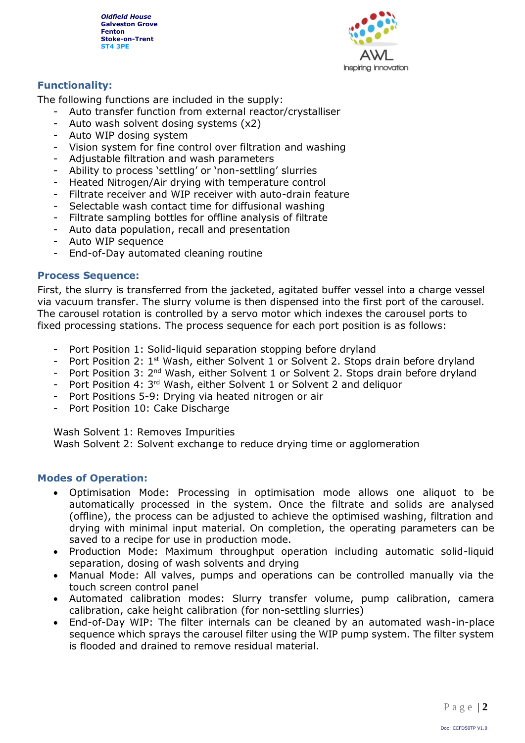## Functionality:

The following functions are included in the supply:

- Auto transfer function from external reactor/crystalliser
- Auto wash solvent dosing systems (x2)
- Auto WIP dosing system
- Vision system for fine control over filtration and washing
- Adjustable filtration and wash parameters
- Ability to process 'settling' or 'non-settling' slurries
- Heated Nitrogen/Air drying with temperature control
- Filtrate receiver and WIP receiver with auto-drain feature
- Selectable wash contact time for diffusional washing
- Filtrate sampling bottles for offline analysis of filtrate
- Auto data population, recall and presentation
- Auto WIP sequence
- End-of-Day automated cleaning routine

## Process Sequence:

First, the slurry is transferred from the jacketed, agitated buffer vessel into a charge vessel via vacuum transfer. The slurry volume is then dispensed into the first port of the carousel. The carousel rotation is controlled by a servo motor which indexes the carousel ports to fixed processing stations. The process sequence for each port position is as follows:

- Port Position 1: Solid-liquid separation stopping before dryland
- Port Position 2: 1st Wash, either Solvent 1 or Solvent 2. Stops drain before dryland
- Port Position 3: 2nd Wash, either Solvent 1 or Solvent 2. Stops drain before dryland
- Port Position 4: 3rd Wash, either Solvent 1 or Solvent 2 and deliquor
- Port Positions 5-9: Drying via heated nitrogen or air
- Port Position 10: Cake Discharge

Wash Solvent 1: Removes Impurities
Wash Solvent 2: Solvent exchange to reduce drying time or agglomeration

## Modes of Operation:

- Optimisation Mode: Processing in optimisation mode allows one aliquot to be automatically processed in the system. Once the filtrate and solids are analysed (offline), the process can be adjusted to achieve the optimised washing, filtration and drying with minimal input material. On completion, the operating parameters can be saved to a recipe for use in production mode.
- Production Mode: Maximum throughput operation including automatic solid-liquid separation, dosing of wash solvents and drying
- Manual Mode: All valves, pumps and operations can be controlled manually via the touch screen control panel
- Automated calibration modes: Slurry transfer volume, pump calibration, camera calibration, cake height calibration (for non-settling slurries)
- End-of-Day WIP: The filter internals can be cleaned by an automated wash-in-place sequence which sprays the carousel filter using the WIP pump system. The filter system is flooded and drained to remove residual material.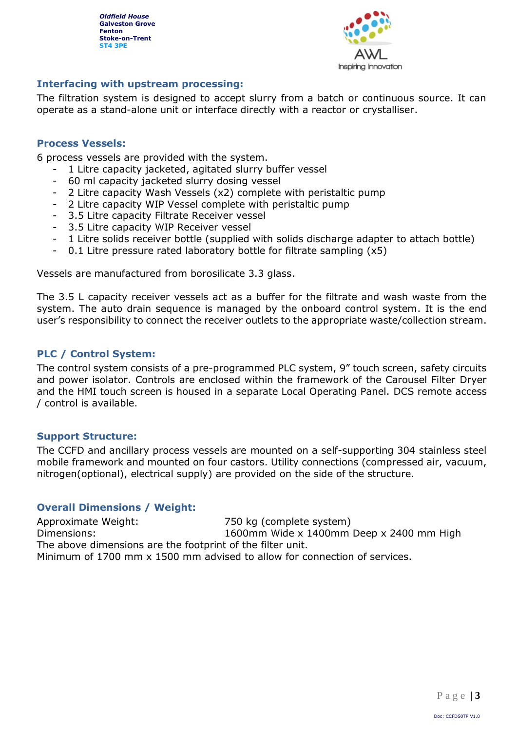## Interfacing with upstream processing:

The filtration system is designed to accept slurry from a batch or continuous source. It can operate as a stand-alone unit or interface directly with a reactor or crystalliser.

## Process Vessels:

6 process vessels are provided with the system.

- 1 Litre capacity jacketed, agitated slurry buffer vessel
- 60 ml capacity jacketed slurry dosing vessel
- 2 Litre capacity Wash Vessels (x2) complete with peristaltic pump
- 2 Litre capacity WIP Vessel complete with peristaltic pump
- 3.5 Litre capacity Filtrate Receiver vessel
- 3.5 Litre capacity WIP Receiver vessel
- 1 Litre solids receiver bottle (supplied with solids discharge adapter to attach bottle)
- 0.1 Litre pressure rated laboratory bottle for filtrate sampling (x5)

Vessels are manufactured from borosilicate 3.3 glass.

The 3.5 L capacity receiver vessels act as a buffer for the filtrate and wash waste from the system. The auto drain sequence is managed by the onboard control system. It is the end user's responsibility to connect the receiver outlets to the appropriate waste/collection stream.

## PLC / Control System:

The control system consists of a pre-programmed PLC system, 9" touch screen, safety circuits and power isolator. Controls are enclosed within the framework of the Carousel Filter Dryer and the HMI touch screen is housed in a separate Local Operating Panel. DCS remote access / control is available.

## Support Structure:

The CCFD and ancillary process vessels are mounted on a self-supporting 304 stainless steel mobile framework and mounted on four castors. Utility connections (compressed air, vacuum, nitrogen(optional), electrical supply) are provided on the side of the structure.

## Overall Dimensions / Weight:

| | |
|---|---|
| Approximate Weight: | 750 kg (complete system) |
| Dimensions: | 1600mm Wide x 1400mm Deep x 2400 mm High |

The above dimensions are the footprint of the filter unit.
Minimum of 1700 mm x 1500 mm advised to allow for connection of services.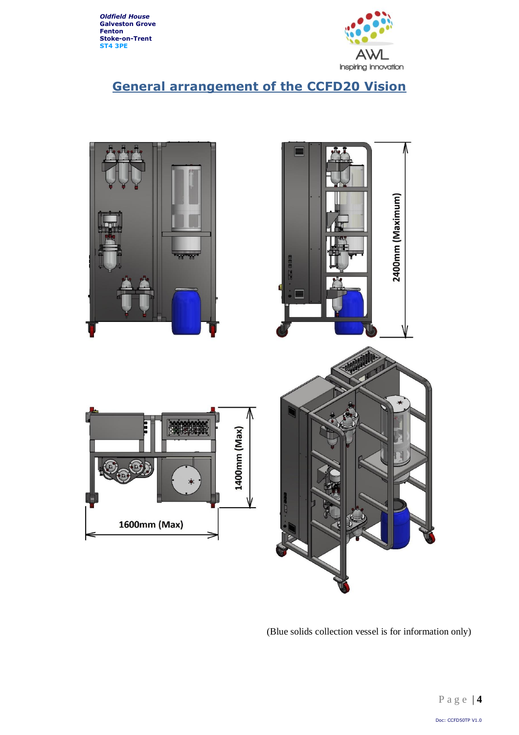## General arrangement of the CCFD20 Vision

(Blue solids collection vessel is for information only)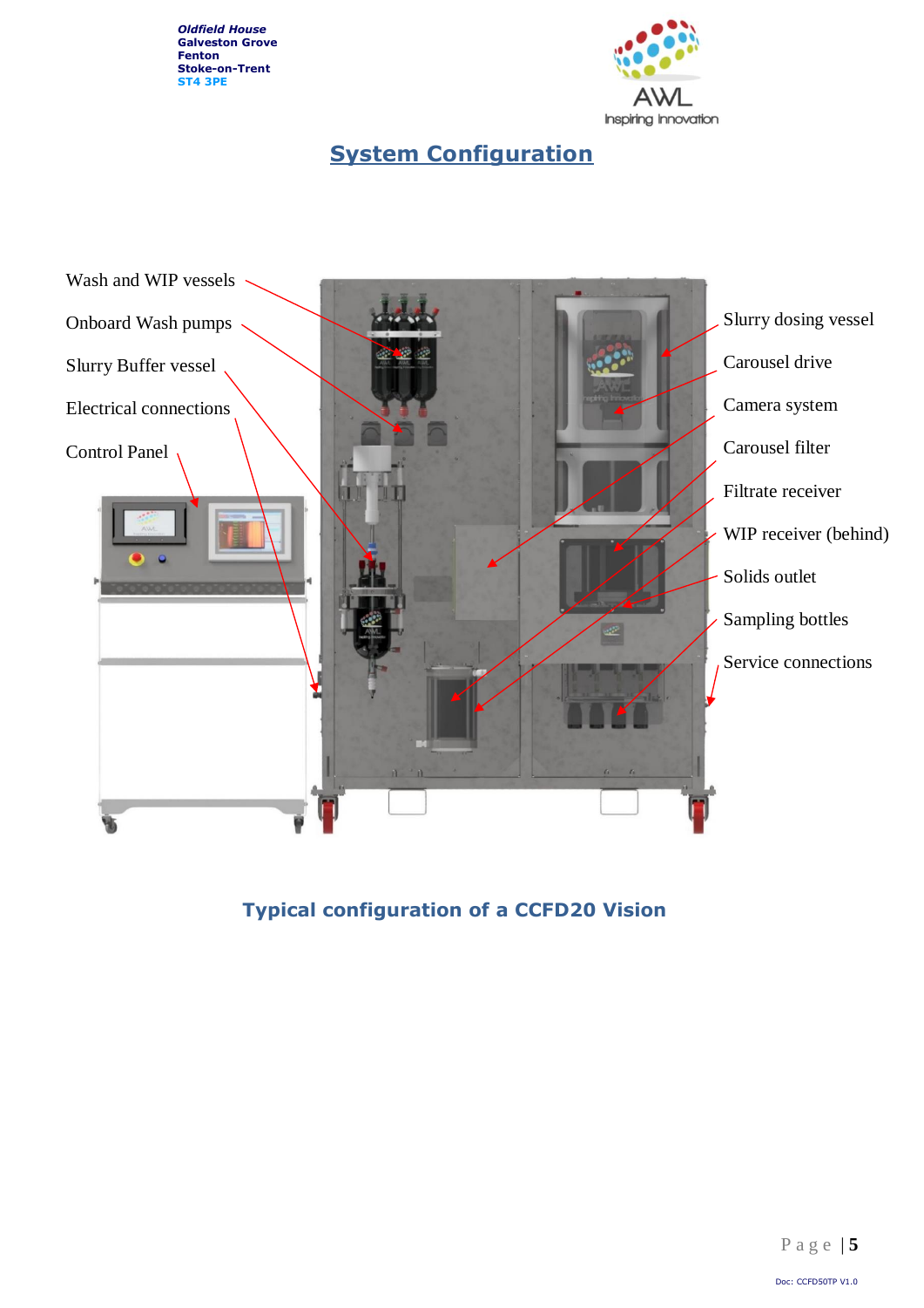## System Configuration

Wash and WIP vessels

Onboard Wash pumps

Slurry Buffer vessel

Electrical connections

Control Panel

Slurry dosing vessel

Carousel drive

Camera system

Carousel filter

Filtrate receiver

WIP receiver (behind)

Solids outlet

Sampling bottles

Service connections

**Typical configuration of a CCFD20 Vision**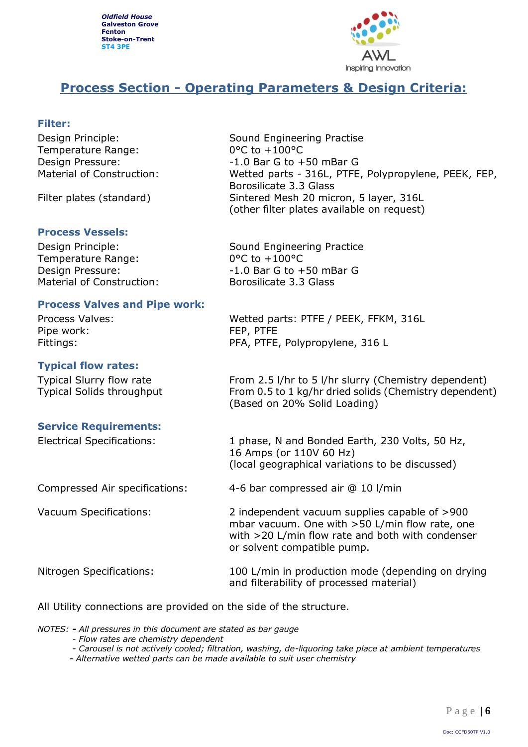Oldfield House
Galveston Grove
Fenton
Stoke-on-Trent
ST4 3PE

# Process Section - Operating Parameters & Design Criteria:

### Filter:

| | |
|---|---|
| Design Principle: | Sound Engineering Practise |
| Temperature Range: | 0°C to +100°C |
| Design Pressure: | -1.0 Bar G to +50 mBar G |
| Material of Construction: | Wetted parts - 316L, PTFE, Polypropylene, PEEK, FEP, Borosilicate 3.3 Glass |
| Filter plates (standard) | Sintered Mesh 20 micron, 5 layer, 316L (other filter plates available on request) |

### Process Vessels:

| | |
|---|---|
| Design Principle: | Sound Engineering Practice |
| Temperature Range: | 0°C to +100°C |
| Design Pressure: | -1.0 Bar G to +50 mBar G |
| Material of Construction: | Borosilicate 3.3 Glass |

### Process Valves and Pipe work:

| | |
|---|---|
| Process Valves: | Wetted parts: PTFE / PEEK, FFKM, 316L |
| Pipe work: | FEP, PTFE |
| Fittings: | PFA, PTFE, Polypropylene, 316 L |

### Typical flow rates:

| | |
|---|---|
| Typical Slurry flow rate | From 2.5 l/hr to 5 l/hr slurry (Chemistry dependent) |
| Typical Solids throughput | From 0.5 to 1 kg/hr dried solids (Chemistry dependent) (Based on 20% Solid Loading) |

### Service Requirements:

| | |
|---|---|
| Electrical Specifications: | 1 phase, N and Bonded Earth, 230 Volts, 50 Hz, 16 Amps (or 110V 60 Hz) (local geographical variations to be discussed) |
| Compressed Air specifications: | 4-6 bar compressed air @ 10 l/min |
| Vacuum Specifications: | 2 independent vacuum supplies capable of >900 mbar vacuum. One with >50 L/min flow rate, one with >20 L/min flow rate and both with condenser or solvent compatible pump. |
| Nitrogen Specifications: | 100 L/min in production mode (depending on drying and filterability of processed material) |

All Utility connections are provided on the side of the structure.

*NOTES: - All pressures in this document are stated as bar gauge*
*- Flow rates are chemistry dependent*
*- Carousel is not actively cooled; filtration, washing, de-liquoring take place at ambient temperatures*
*- Alternative wetted parts can be made available to suit user chemistry*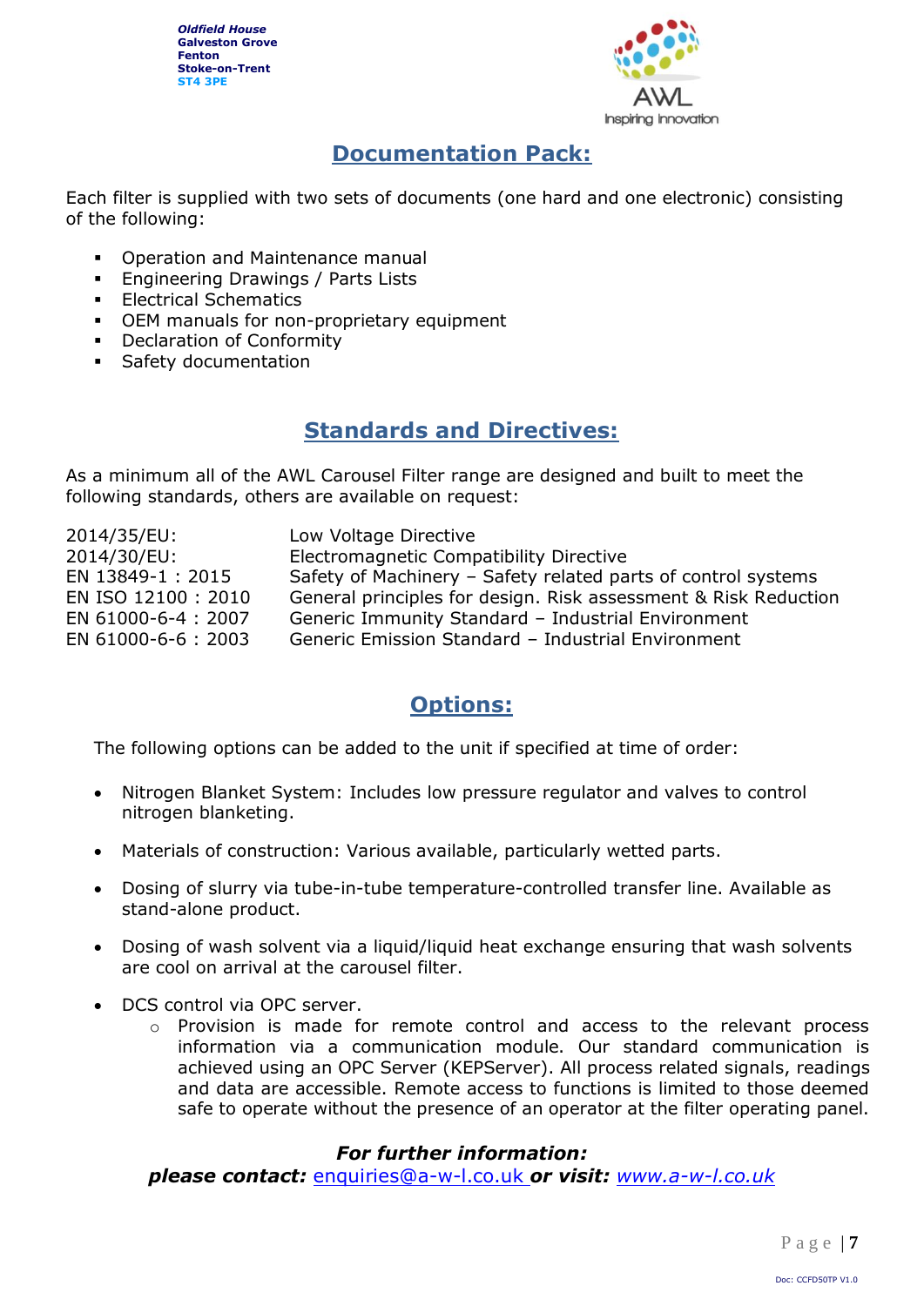**Oldfield House**
**Galveston Grove**
**Fenton**
**Stoke-on-Trent**
**ST4 3PE**

AWL
Inspiring Innovation

## Documentation Pack:

Each filter is supplied with two sets of documents (one hard and one electronic) consisting of the following:

- Operation and Maintenance manual
- Engineering Drawings / Parts Lists
- Electrical Schematics
- OEM manuals for non-proprietary equipment
- Declaration of Conformity
- Safety documentation

## Standards and Directives:

As a minimum all of the AWL Carousel Filter range are designed and built to meet the following standards, others are available on request:

| | |
|---|---|
| 2014/35/EU: | Low Voltage Directive |
| 2014/30/EU: | Electromagnetic Compatibility Directive |
| EN 13849-1 : 2015 | Safety of Machinery – Safety related parts of control systems |
| EN ISO 12100 : 2010 | General principles for design. Risk assessment & Risk Reduction |
| EN 61000-6-4 : 2007 | Generic Immunity Standard – Industrial Environment |
| EN 61000-6-6 : 2003 | Generic Emission Standard – Industrial Environment |

## Options:

The following options can be added to the unit if specified at time of order:

- Nitrogen Blanket System: Includes low pressure regulator and valves to control nitrogen blanketing.
- Materials of construction: Various available, particularly wetted parts.
- Dosing of slurry via tube-in-tube temperature-controlled transfer line. Available as stand-alone product.
- Dosing of wash solvent via a liquid/liquid heat exchange ensuring that wash solvents are cool on arrival at the carousel filter.
- DCS control via OPC server.
    - Provision is made for remote control and access to the relevant process information via a communication module. Our standard communication is achieved using an OPC Server (KEPServer). All process related signals, readings and data are accessible. Remote access to functions is limited to those deemed safe to operate without the presence of an operator at the filter operating panel.

***For further information:***
***please contact:*** enquiries@a-w-l.co.uk ***or visit:*** *www.a-w-l.co.uk*

Doc: CCFD50TP V1.0